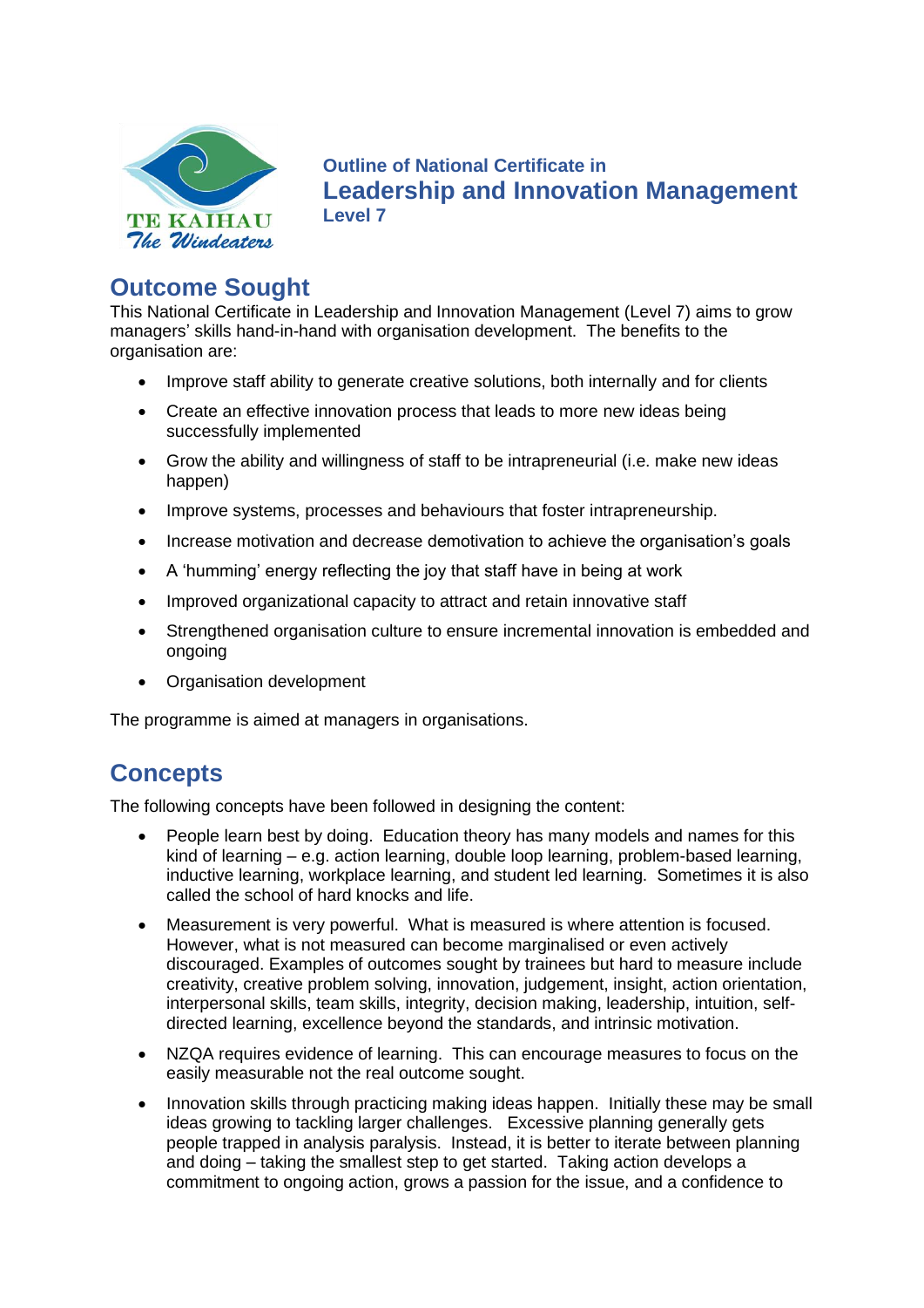TE KAIHAU
*The Windeaters*

**Outline of National Certificate in**
# Leadership and Innovation Management
**Level 7**

## Outcome Sought

This National Certificate in Leadership and Innovation Management (Level 7) aims to grow managers' skills hand-in-hand with organisation development. The benefits to the organisation are:

- Improve staff ability to generate creative solutions, both internally and for clients
- Create an effective innovation process that leads to more new ideas being successfully implemented
- Grow the ability and willingness of staff to be intrapreneurial (i.e. make new ideas happen)
- Improve systems, processes and behaviours that foster intrapreneurship.
- Increase motivation and decrease demotivation to achieve the organisation's goals
- A 'humming' energy reflecting the joy that staff have in being at work
- Improved organizational capacity to attract and retain innovative staff
- Strengthened organisation culture to ensure incremental innovation is embedded and ongoing
- Organisation development

The programme is aimed at managers in organisations.

## Concepts

The following concepts have been followed in designing the content:

- People learn best by doing. Education theory has many models and names for this kind of learning – e.g. action learning, double loop learning, problem-based learning, inductive learning, workplace learning, and student led learning. Sometimes it is also called the school of hard knocks and life.
- Measurement is very powerful. What is measured is where attention is focused. However, what is not measured can become marginalised or even actively discouraged. Examples of outcomes sought by trainees but hard to measure include creativity, creative problem solving, innovation, judgement, insight, action orientation, interpersonal skills, team skills, integrity, decision making, leadership, intuition, self-directed learning, excellence beyond the standards, and intrinsic motivation.
- NZQA requires evidence of learning. This can encourage measures to focus on the easily measurable not the real outcome sought.
- Innovation skills through practicing making ideas happen. Initially these may be small ideas growing to tackling larger challenges. Excessive planning generally gets people trapped in analysis paralysis. Instead, it is better to iterate between planning and doing – taking the smallest step to get started. Taking action develops a commitment to ongoing action, grows a passion for the issue, and a confidence to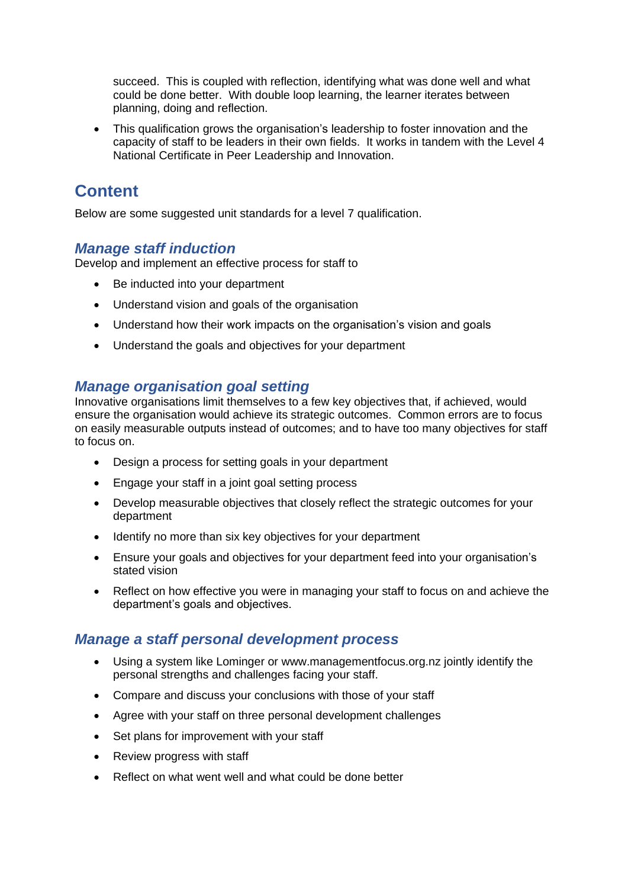succeed. This is coupled with reflection, identifying what was done well and what could be done better. With double loop learning, the learner iterates between planning, doing and reflection.

- This qualification grows the organisation's leadership to foster innovation and the capacity of staff to be leaders in their own fields. It works in tandem with the Level 4 National Certificate in Peer Leadership and Innovation.

## Content

Below are some suggested unit standards for a level 7 qualification.

### *Manage staff induction*

Develop and implement an effective process for staff to

- Be inducted into your department
- Understand vision and goals of the organisation
- Understand how their work impacts on the organisation's vision and goals
- Understand the goals and objectives for your department

### *Manage organisation goal setting*

Innovative organisations limit themselves to a few key objectives that, if achieved, would ensure the organisation would achieve its strategic outcomes. Common errors are to focus on easily measurable outputs instead of outcomes; and to have too many objectives for staff to focus on.

- Design a process for setting goals in your department
- Engage your staff in a joint goal setting process
- Develop measurable objectives that closely reflect the strategic outcomes for your department
- Identify no more than six key objectives for your department
- Ensure your goals and objectives for your department feed into your organisation's stated vision
- Reflect on how effective you were in managing your staff to focus on and achieve the department's goals and objectives.

### *Manage a staff personal development process*

- Using a system like Lominger or www.managementfocus.org.nz jointly identify the personal strengths and challenges facing your staff.
- Compare and discuss your conclusions with those of your staff
- Agree with your staff on three personal development challenges
- Set plans for improvement with your staff
- Review progress with staff
- Reflect on what went well and what could be done better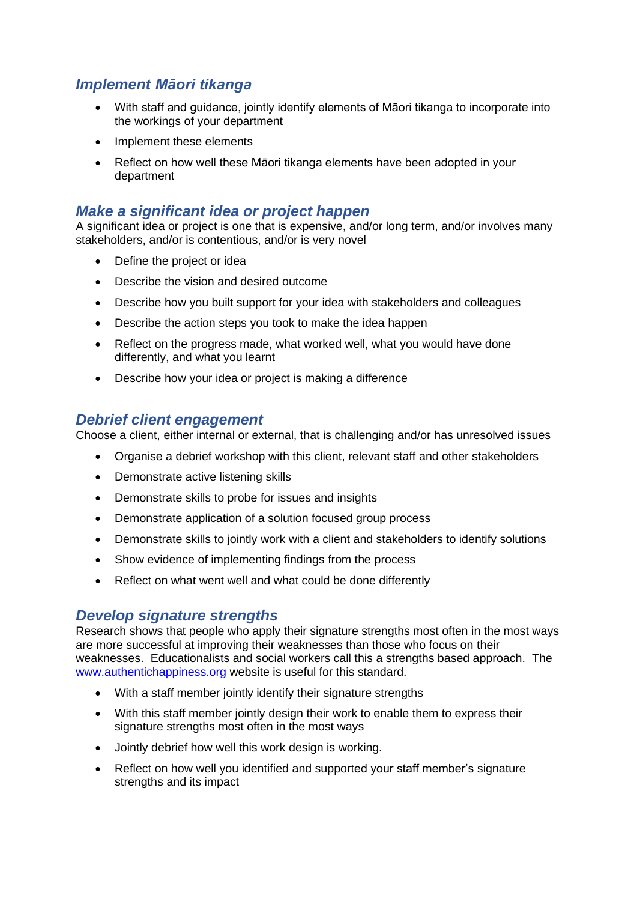### *Implement Māori tikanga*

- With staff and guidance, jointly identify elements of Māori tikanga to incorporate into the workings of your department
- Implement these elements
- Reflect on how well these Māori tikanga elements have been adopted in your department

### *Make a significant idea or project happen*

A significant idea or project is one that is expensive, and/or long term, and/or involves many stakeholders, and/or is contentious, and/or is very novel

- Define the project or idea
- Describe the vision and desired outcome
- Describe how you built support for your idea with stakeholders and colleagues
- Describe the action steps you took to make the idea happen
- Reflect on the progress made, what worked well, what you would have done differently, and what you learnt
- Describe how your idea or project is making a difference

### *Debrief client engagement*

Choose a client, either internal or external, that is challenging and/or has unresolved issues

- Organise a debrief workshop with this client, relevant staff and other stakeholders
- Demonstrate active listening skills
- Demonstrate skills to probe for issues and insights
- Demonstrate application of a solution focused group process
- Demonstrate skills to jointly work with a client and stakeholders to identify solutions
- Show evidence of implementing findings from the process
- Reflect on what went well and what could be done differently

### *Develop signature strengths*

Research shows that people who apply their signature strengths most often in the most ways are more successful at improving their weaknesses than those who focus on their weaknesses. Educationalists and social workers call this a strengths based approach. The [www.authentichappiness.org](http://www.authentichappiness.org) website is useful for this standard.

- With a staff member jointly identify their signature strengths
- With this staff member jointly design their work to enable them to express their signature strengths most often in the most ways
- Jointly debrief how well this work design is working.
- Reflect on how well you identified and supported your staff member's signature strengths and its impact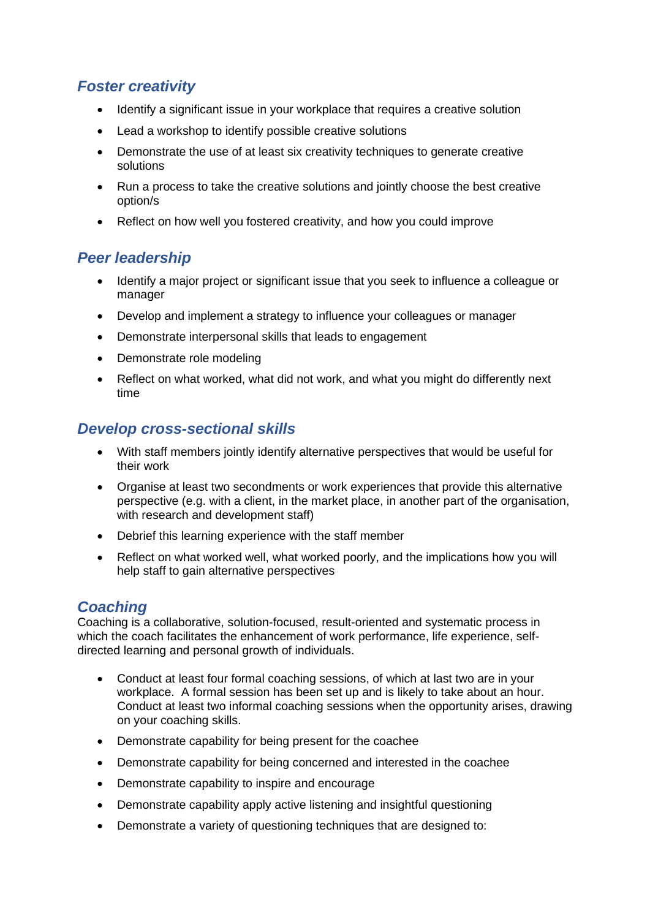## Foster creativity

- Identify a significant issue in your workplace that requires a creative solution
- Lead a workshop to identify possible creative solutions
- Demonstrate the use of at least six creativity techniques to generate creative solutions
- Run a process to take the creative solutions and jointly choose the best creative option/s
- Reflect on how well you fostered creativity, and how you could improve

## Peer leadership

- Identify a major project or significant issue that you seek to influence a colleague or manager
- Develop and implement a strategy to influence your colleagues or manager
- Demonstrate interpersonal skills that leads to engagement
- Demonstrate role modeling
- Reflect on what worked, what did not work, and what you might do differently next time

## Develop cross-sectional skills

- With staff members jointly identify alternative perspectives that would be useful for their work
- Organise at least two secondments or work experiences that provide this alternative perspective (e.g. with a client, in the market place, in another part of the organisation, with research and development staff)
- Debrief this learning experience with the staff member
- Reflect on what worked well, what worked poorly, and the implications how you will help staff to gain alternative perspectives

## Coaching

Coaching is a collaborative, solution-focused, result-oriented and systematic process in which the coach facilitates the enhancement of work performance, life experience, self-directed learning and personal growth of individuals.

- Conduct at least four formal coaching sessions, of which at last two are in your workplace. A formal session has been set up and is likely to take about an hour. Conduct at least two informal coaching sessions when the opportunity arises, drawing on your coaching skills.
- Demonstrate capability for being present for the coachee
- Demonstrate capability for being concerned and interested in the coachee
- Demonstrate capability to inspire and encourage
- Demonstrate capability apply active listening and insightful questioning
- Demonstrate a variety of questioning techniques that are designed to: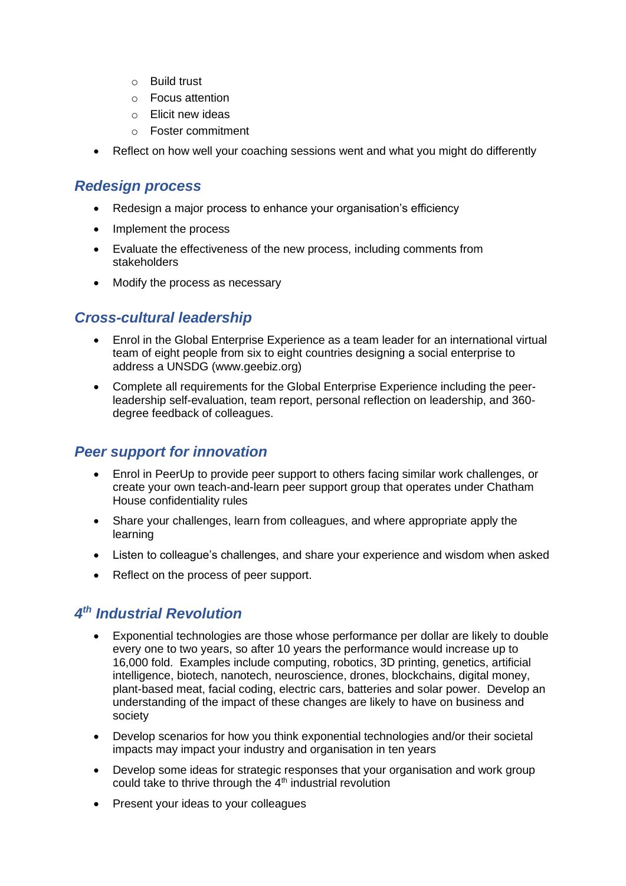- Build trust
    - Focus attention
    - Elicit new ideas
    - Foster commitment
- Reflect on how well your coaching sessions went and what you might do differently

### *Redesign process*

- Redesign a major process to enhance your organisation's efficiency
- Implement the process
- Evaluate the effectiveness of the new process, including comments from stakeholders
- Modify the process as necessary

### *Cross-cultural leadership*

- Enrol in the Global Enterprise Experience as a team leader for an international virtual team of eight people from six to eight countries designing a social enterprise to address a UNSDG (www.geebiz.org)
- Complete all requirements for the Global Enterprise Experience including the peer-leadership self-evaluation, team report, personal reflection on leadership, and 360-degree feedback of colleagues.

### *Peer support for innovation*

- Enrol in PeerUp to provide peer support to others facing similar work challenges, or create your own teach-and-learn peer support group that operates under Chatham House confidentiality rules
- Share your challenges, learn from colleagues, and where appropriate apply the learning
- Listen to colleague's challenges, and share your experience and wisdom when asked
- Reflect on the process of peer support.

### *4th Industrial Revolution*

- Exponential technologies are those whose performance per dollar are likely to double every one to two years, so after 10 years the performance would increase up to 16,000 fold. Examples include computing, robotics, 3D printing, genetics, artificial intelligence, biotech, nanotech, neuroscience, drones, blockchains, digital money, plant-based meat, facial coding, electric cars, batteries and solar power. Develop an understanding of the impact of these changes are likely to have on business and society
- Develop scenarios for how you think exponential technologies and/or their societal impacts may impact your industry and organisation in ten years
- Develop some ideas for strategic responses that your organisation and work group could take to thrive through the 4th industrial revolution
- Present your ideas to your colleagues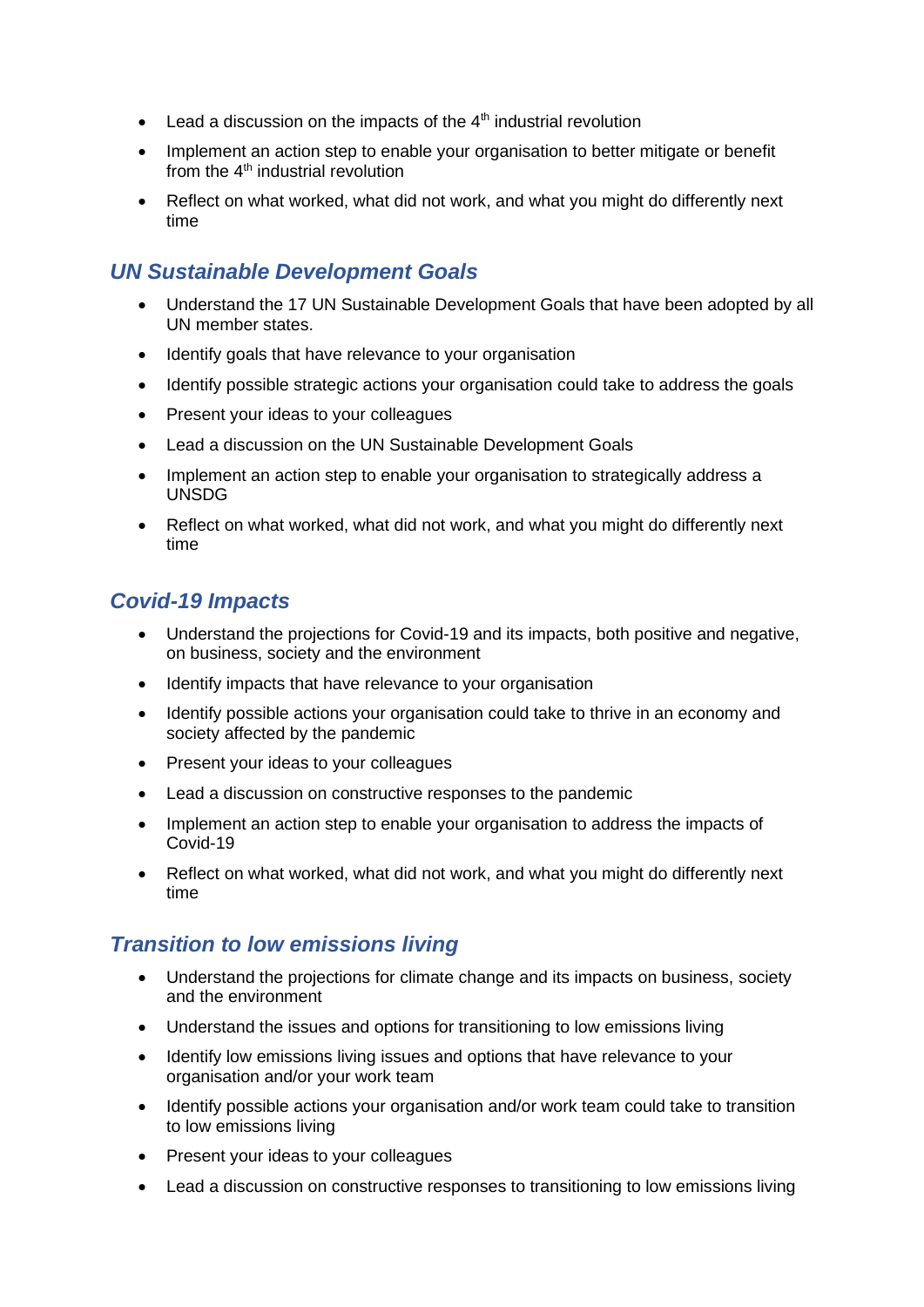- Lead a discussion on the impacts of the 4th industrial revolution
- Implement an action step to enable your organisation to better mitigate or benefit from the 4th industrial revolution
- Reflect on what worked, what did not work, and what you might do differently next time

## *UN Sustainable Development Goals*

- Understand the 17 UN Sustainable Development Goals that have been adopted by all UN member states.
- Identify goals that have relevance to your organisation
- Identify possible strategic actions your organisation could take to address the goals
- Present your ideas to your colleagues
- Lead a discussion on the UN Sustainable Development Goals
- Implement an action step to enable your organisation to strategically address a UNSDG
- Reflect on what worked, what did not work, and what you might do differently next time

## *Covid-19 Impacts*

- Understand the projections for Covid-19 and its impacts, both positive and negative, on business, society and the environment
- Identify impacts that have relevance to your organisation
- Identify possible actions your organisation could take to thrive in an economy and society affected by the pandemic
- Present your ideas to your colleagues
- Lead a discussion on constructive responses to the pandemic
- Implement an action step to enable your organisation to address the impacts of Covid-19
- Reflect on what worked, what did not work, and what you might do differently next time

## *Transition to low emissions living*

- Understand the projections for climate change and its impacts on business, society and the environment
- Understand the issues and options for transitioning to low emissions living
- Identify low emissions living issues and options that have relevance to your organisation and/or your work team
- Identify possible actions your organisation and/or work team could take to transition to low emissions living
- Present your ideas to your colleagues
- Lead a discussion on constructive responses to transitioning to low emissions living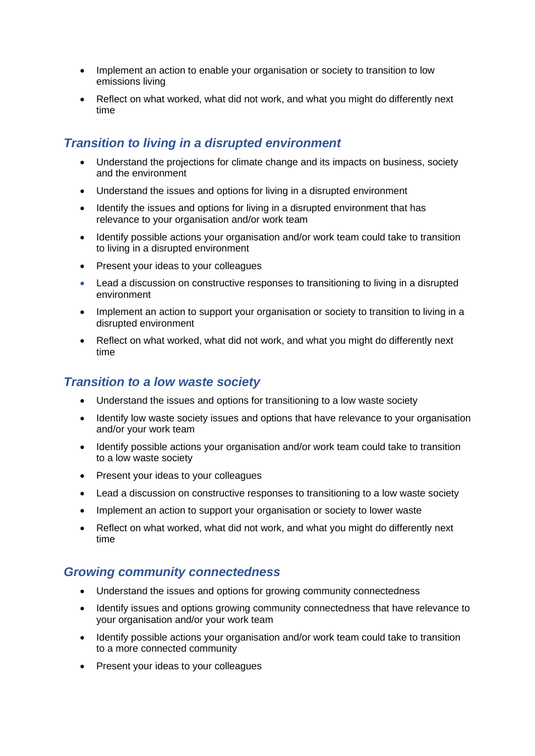- Implement an action to enable your organisation or society to transition to low emissions living
- Reflect on what worked, what did not work, and what you might do differently next time

## *Transition to living in a disrupted environment*

- Understand the projections for climate change and its impacts on business, society and the environment
- Understand the issues and options for living in a disrupted environment
- Identify the issues and options for living in a disrupted environment that has relevance to your organisation and/or work team
- Identify possible actions your organisation and/or work team could take to transition to living in a disrupted environment
- Present your ideas to your colleagues
- Lead a discussion on constructive responses to transitioning to living in a disrupted environment
- Implement an action to support your organisation or society to transition to living in a disrupted environment
- Reflect on what worked, what did not work, and what you might do differently next time

## *Transition to a low waste society*

- Understand the issues and options for transitioning to a low waste society
- Identify low waste society issues and options that have relevance to your organisation and/or your work team
- Identify possible actions your organisation and/or work team could take to transition to a low waste society
- Present your ideas to your colleagues
- Lead a discussion on constructive responses to transitioning to a low waste society
- Implement an action to support your organisation or society to lower waste
- Reflect on what worked, what did not work, and what you might do differently next time

## *Growing community connectedness*

- Understand the issues and options for growing community connectedness
- Identify issues and options growing community connectedness that have relevance to your organisation and/or your work team
- Identify possible actions your organisation and/or work team could take to transition to a more connected community
- Present your ideas to your colleagues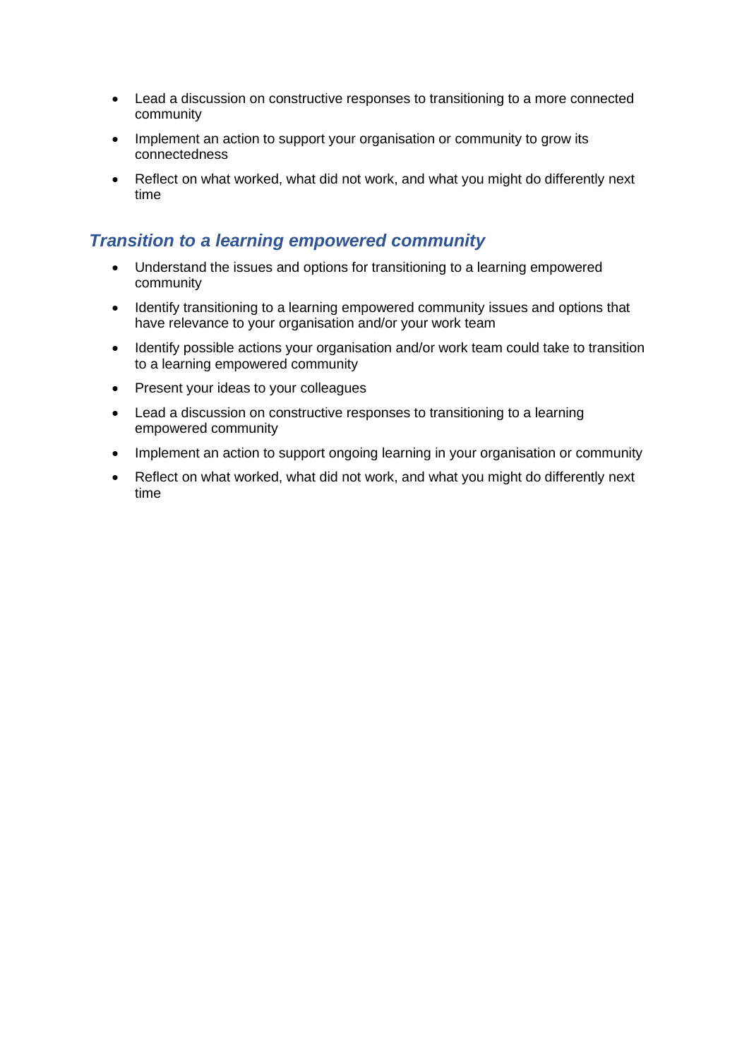- Lead a discussion on constructive responses to transitioning to a more connected community
- Implement an action to support your organisation or community to grow its connectedness
- Reflect on what worked, what did not work, and what you might do differently next time

### *Transition to a learning empowered community*

- Understand the issues and options for transitioning to a learning empowered community
- Identify transitioning to a learning empowered community issues and options that have relevance to your organisation and/or your work team
- Identify possible actions your organisation and/or work team could take to transition to a learning empowered community
- Present your ideas to your colleagues
- Lead a discussion on constructive responses to transitioning to a learning empowered community
- Implement an action to support ongoing learning in your organisation or community
- Reflect on what worked, what did not work, and what you might do differently next time